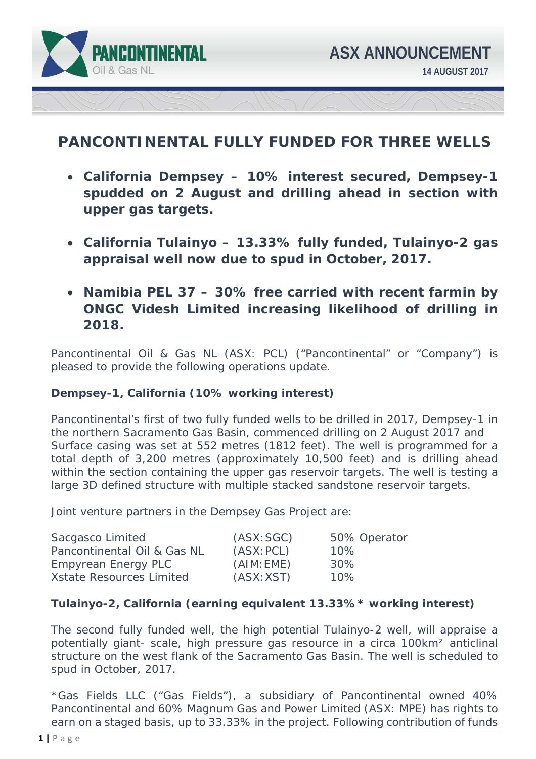PANCONTINENTAL
Oil & Gas NL

ASX ANNOUNCEMENT
14 AUGUST 2017

# PANCONTINENTAL FULLY FUNDED FOR THREE WELLS

- **California Dempsey – 10% interest secured, Dempsey-1 spudded on 2 August and drilling ahead in section with upper gas targets.**
- **California Tulainyo – 13.33% fully funded, Tulainyo-2 gas appraisal well now due to spud in October, 2017.**
- **Namibia PEL 37 – 30% free carried with recent farmin by ONGC Videsh Limited increasing likelihood of drilling in 2018.**

Pancontinental Oil & Gas NL (ASX: PCL) ("Pancontinental" or "Company") is pleased to provide the following operations update.

**Dempsey-1, California (10% working interest)**

Pancontinental's first of two fully funded wells to be drilled in 2017, Dempsey-1 in the northern Sacramento Gas Basin, commenced drilling on 2 August 2017 and Surface casing was set at 552 metres (1812 feet). The well is programmed for a total depth of 3,200 metres (approximately 10,500 feet) and is drilling ahead within the section containing the upper gas reservoir targets. The well is testing a large 3D defined structure with multiple stacked sandstone reservoir targets.

Joint venture partners in the Dempsey Gas Project are:

| | | |
|---|---|---|
| Sacgasco Limited | (ASX:SGC) | 50% Operator |
| Pancontinental Oil & Gas NL | (ASX:PCL) | 10% |
| Empyrean Energy PLC | (AIM:EME) | 30% |
| Xstate Resources Limited | (ASX:XST) | 10% |

**Tulainyo-2, California (earning equivalent 13.33%* working interest)**

The second fully funded well, the high potential Tulainyo-2 well, will appraise a potentially giant- scale, high pressure gas resource in a circa 100km² anticlinal structure on the west flank of the Sacramento Gas Basin. The well is scheduled to spud in October, 2017.

*Gas Fields LLC ("Gas Fields"), a subsidiary of Pancontinental owned 40% Pancontinental and 60% Magnum Gas and Power Limited (ASX: MPE) has rights to earn on a staged basis, up to 33.33% in the project. Following contribution of funds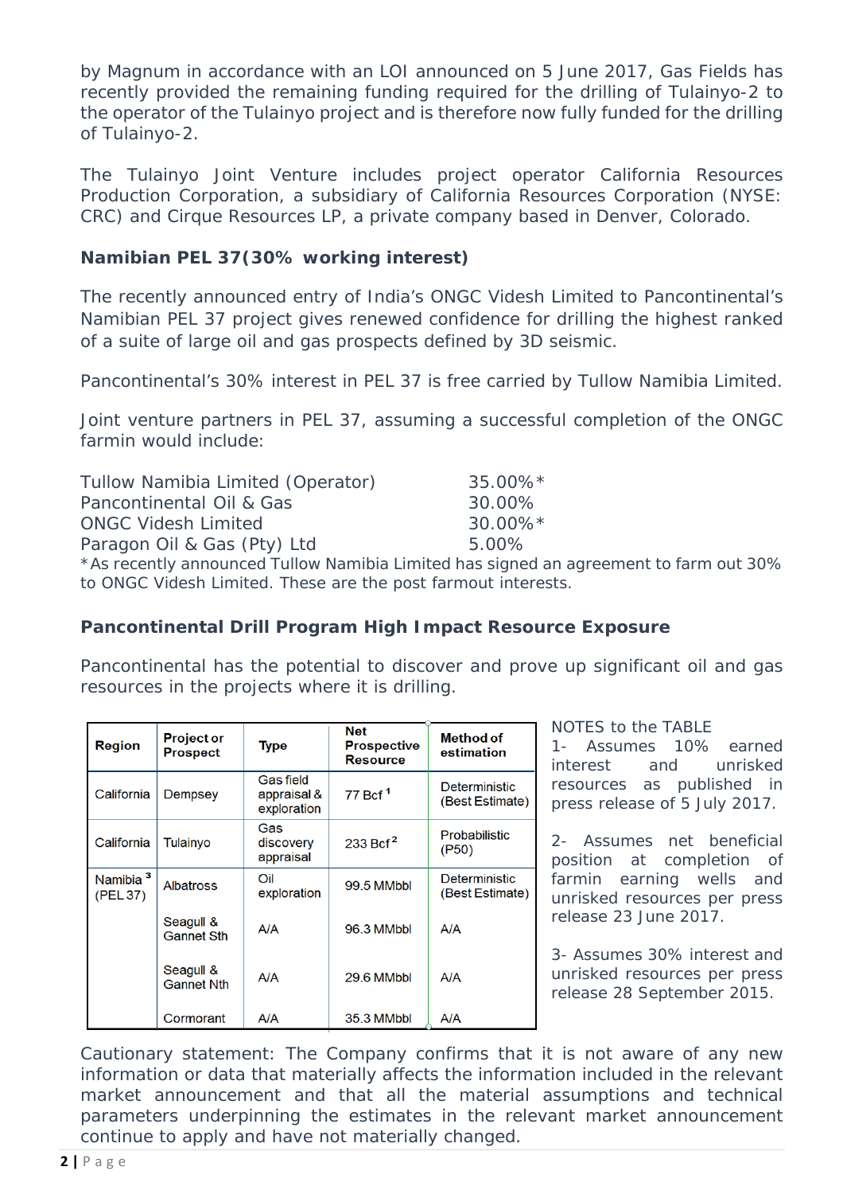by Magnum in accordance with an LOI announced on 5 June 2017, Gas Fields has recently provided the remaining funding required for the drilling of Tulainyo-2 to the operator of the Tulainyo project and is therefore now fully funded for the drilling of Tulainyo-2.

The Tulainyo Joint Venture includes project operator California Resources Production Corporation, a subsidiary of California Resources Corporation (NYSE: CRC) and Cirque Resources LP, a private company based in Denver, Colorado.

**Namibian PEL 37(30% working interest)**

The recently announced entry of India's ONGC Videsh Limited to Pancontinental's Namibian PEL 37 project gives renewed confidence for drilling the highest ranked of a suite of large oil and gas prospects defined by 3D seismic.

Pancontinental's 30% interest in PEL 37 is free carried by Tullow Namibia Limited.

Joint venture partners in PEL 37, assuming a successful completion of the ONGC farmin would include:

| | |
|---|---|
| Tullow Namibia Limited (Operator) | 35.00%* |
| Pancontinental Oil & Gas | 30.00% |
| ONGC Videsh Limited | 30.00%* |
| Paragon Oil & Gas (Pty) Ltd | 5.00% |

*As recently announced Tullow Namibia Limited has signed an agreement to farm out 30% to ONGC Videsh Limited. These are the post farmout interests.

**Pancontinental Drill Program High Impact Resource Exposure**

Pancontinental has the potential to discover and prove up significant oil and gas resources in the projects where it is drilling.

| Region | Project or Prospect | Type | Net Prospective Resource | Method of estimation |
|---|---|---|---|---|
| California | Dempsey | Gas field appraisal & exploration | 77 Bcf [1] | Deterministic (Best Estimate) |
| California | Tulainyo | Gas discovery appraisal | 233 Bcf [2] | Probabilistic (P50) |
| Namibia [3] (PEL 37) | Albatross | Oil exploration | 99.5 MMbbl | Deterministic (Best Estimate) |
| | Seagull & Gannet Sth | A/A | 96.3 MMbbl | A/A |
| | Seagull & Gannet Nth | A/A | 29.6 MMbbl | A/A |
| | Cormorant | A/A | 35.3 MMbbl | A/A |

NOTES to the TABLE

1- Assumes 10% earned interest and unrisked resources as published in press release of 5 July 2017.

2- Assumes net beneficial position at completion of farmin earning wells and unrisked resources per press release 23 June 2017.

3- Assumes 30% interest and unrisked resources per press release 28 September 2015.

Cautionary statement: The Company confirms that it is not aware of any new information or data that materially affects the information included in the relevant market announcement and that all the material assumptions and technical parameters underpinning the estimates in the relevant market announcement continue to apply and have not materially changed.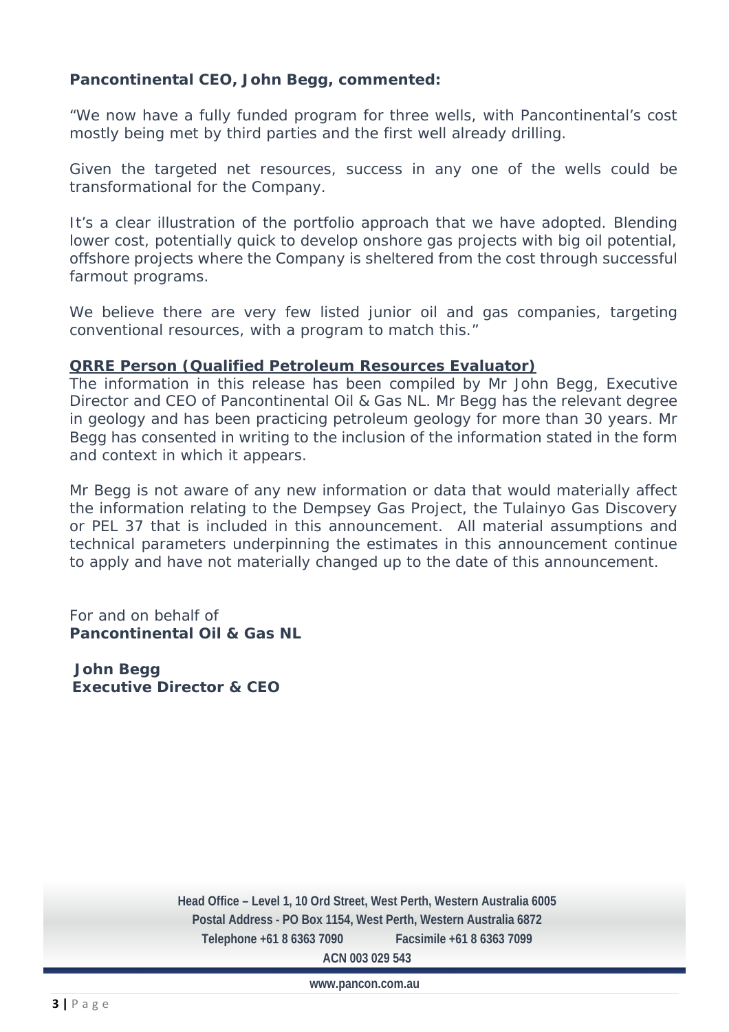**Pancontinental CEO, John Begg, commented:**

"We now have a fully funded program for three wells, with Pancontinental's cost mostly being met by third parties and the first well already drilling.

Given the targeted net resources, success in any one of the wells could be transformational for the Company.

It's a clear illustration of the portfolio approach that we have adopted. Blending lower cost, potentially quick to develop onshore gas projects with big oil potential, offshore projects where the Company is sheltered from the cost through successful farmout programs.

We believe there are very few listed junior oil and gas companies, targeting conventional resources, with a program to match this."

**QRRE Person (Qualified Petroleum Resources Evaluator)**

The information in this release has been compiled by Mr John Begg, Executive Director and CEO of Pancontinental Oil & Gas NL. Mr Begg has the relevant degree in geology and has been practicing petroleum geology for more than 30 years. Mr Begg has consented in writing to the inclusion of the information stated in the form and context in which it appears.

Mr Begg is not aware of any new information or data that would materially affect the information relating to the Dempsey Gas Project, the Tulainyo Gas Discovery or PEL 37 that is included in this announcement. All material assumptions and technical parameters underpinning the estimates in this announcement continue to apply and have not materially changed up to the date of this announcement.

For and on behalf of
**Pancontinental Oil & Gas NL**

**John Begg**
**Executive Director & CEO**

Head Office – Level 1, 10 Ord Street, West Perth, Western Australia 6005
Postal Address - PO Box 1154, West Perth, Western Australia 6872
Telephone +61 8 6363 7090 Facsimile +61 8 6363 7099
ACN 003 029 543

www.pancon.com.au